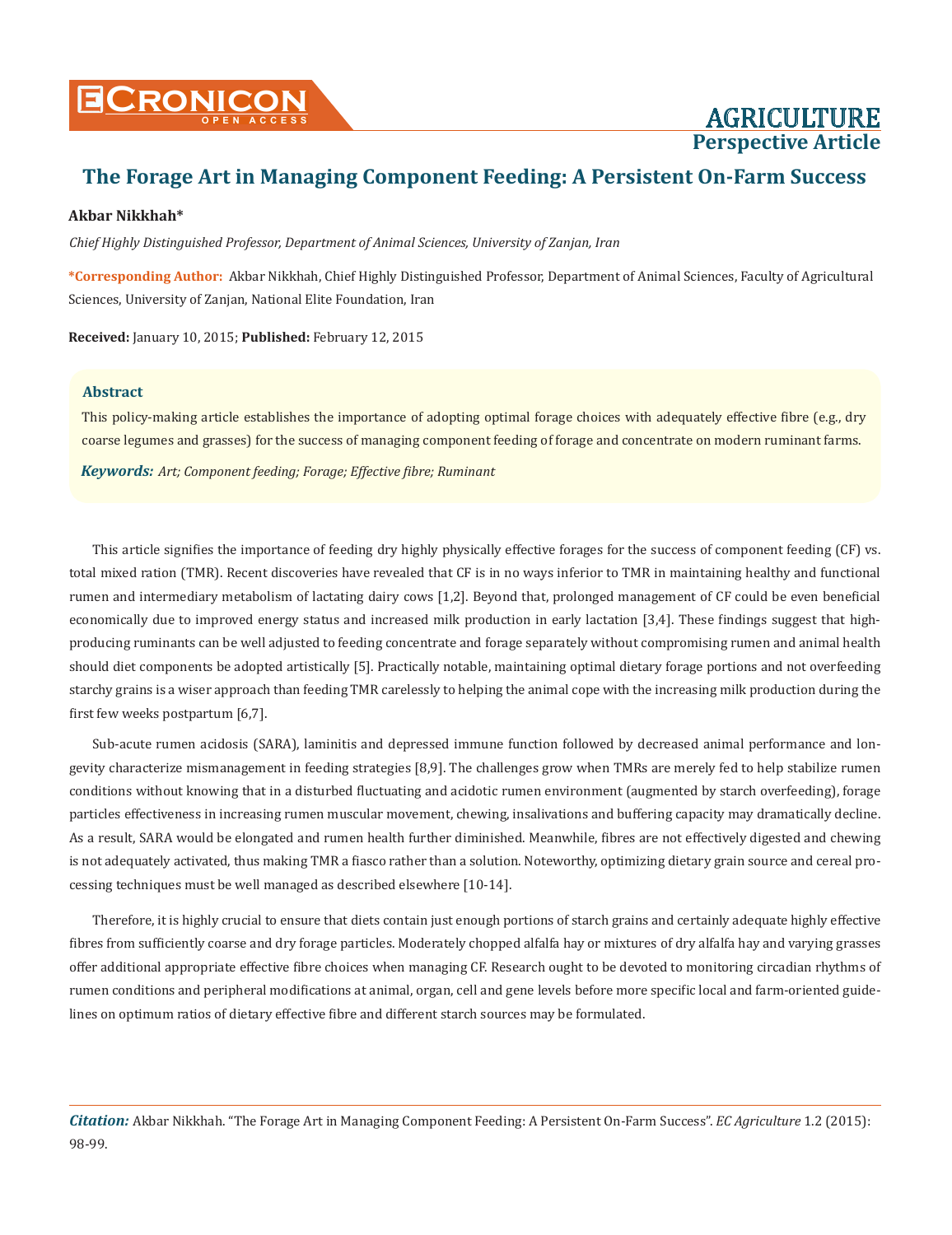# The Forage Art in Managing Component Feeding: A Persistent On-Farm Success

**Akbar Nikkhah***

*Chief Highly Distinguished Professor, Department of Animal Sciences, University of Zanjan, Iran*

***Corresponding Author:** Akbar Nikkhah, Chief Highly Distinguished Professor, Department of Animal Sciences, Faculty of Agricultural Sciences, University of Zanjan, National Elite Foundation, Iran

**Received:** January 10, 2015; **Published:** February 12, 2015

## Abstract

This policy-making article establishes the importance of adopting optimal forage choices with adequately effective fibre (e.g., dry coarse legumes and grasses) for the success of managing component feeding of forage and concentrate on modern ruminant farms.

***Keywords:*** *Art; Component feeding; Forage; Effective fibre; Ruminant*

This article signifies the importance of feeding dry highly physically effective forages for the success of component feeding (CF) vs. total mixed ration (TMR). Recent discoveries have revealed that CF is in no ways inferior to TMR in maintaining healthy and functional rumen and intermediary metabolism of lactating dairy cows [1,2]. Beyond that, prolonged management of CF could be even beneficial economically due to improved energy status and increased milk production in early lactation [3,4]. These findings suggest that high-producing ruminants can be well adjusted to feeding concentrate and forage separately without compromising rumen and animal health should diet components be adopted artistically [5]. Practically notable, maintaining optimal dietary forage portions and not overfeeding starchy grains is a wiser approach than feeding TMR carelessly to helping the animal cope with the increasing milk production during the first few weeks postpartum [6,7].

Sub-acute rumen acidosis (SARA), laminitis and depressed immune function followed by decreased animal performance and longevity characterize mismanagement in feeding strategies [8,9]. The challenges grow when TMRs are merely fed to help stabilize rumen conditions without knowing that in a disturbed fluctuating and acidotic rumen environment (augmented by starch overfeeding), forage particles effectiveness in increasing rumen muscular movement, chewing, insalivations and buffering capacity may dramatically decline. As a result, SARA would be elongated and rumen health further diminished. Meanwhile, fibres are not effectively digested and chewing is not adequately activated, thus making TMR a fiasco rather than a solution. Noteworthy, optimizing dietary grain source and cereal processing techniques must be well managed as described elsewhere [10-14].

Therefore, it is highly crucial to ensure that diets contain just enough portions of starch grains and certainly adequate highly effective fibres from sufficiently coarse and dry forage particles. Moderately chopped alfalfa hay or mixtures of dry alfalfa hay and varying grasses offer additional appropriate effective fibre choices when managing CF. Research ought to be devoted to monitoring circadian rhythms of rumen conditions and peripheral modifications at animal, organ, cell and gene levels before more specific local and farm-oriented guidelines on optimum ratios of dietary effective fibre and different starch sources may be formulated.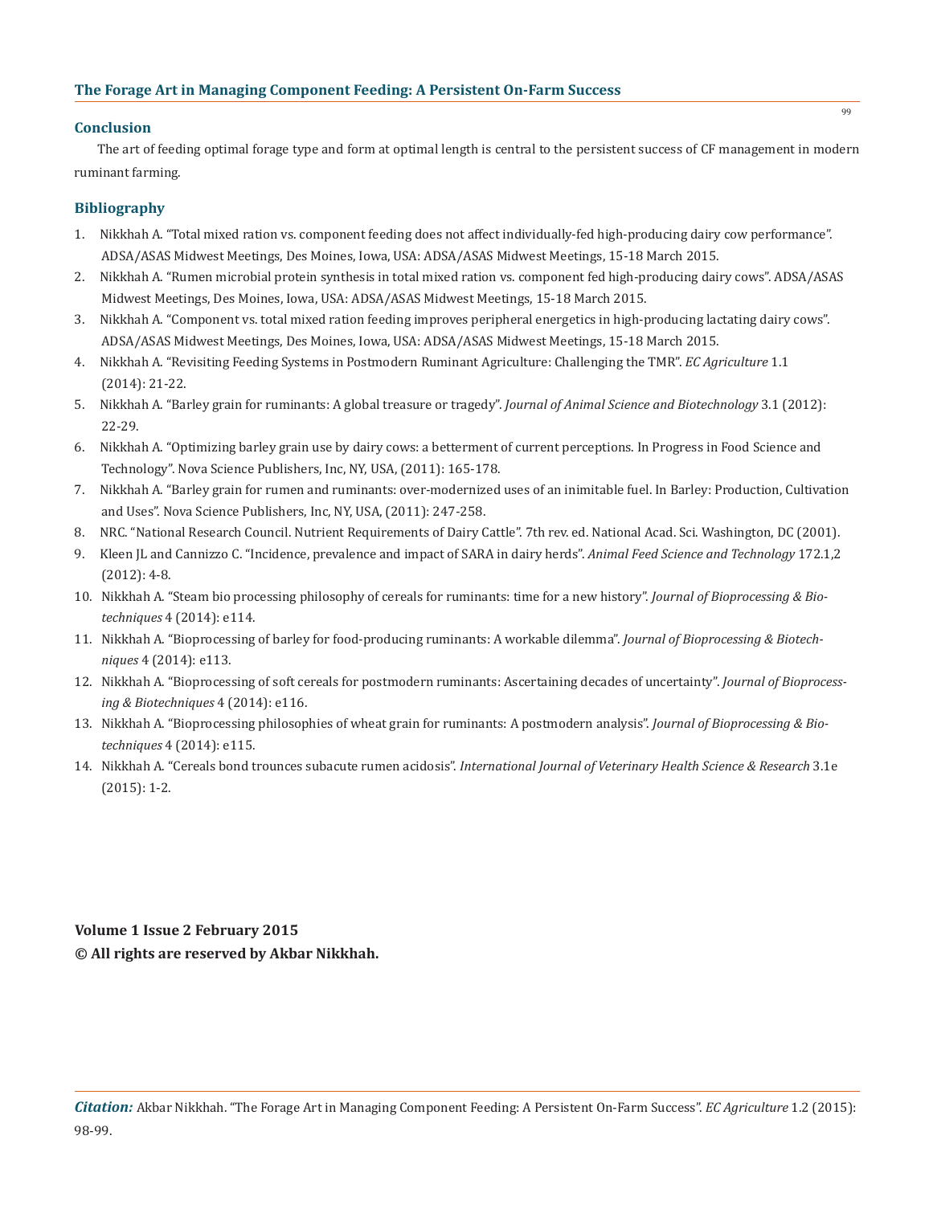## Conclusion

The art of feeding optimal forage type and form at optimal length is central to the persistent success of CF management in modern ruminant farming.

## Bibliography

1. Nikkhah A. "Total mixed ration vs. component feeding does not affect individually-fed high-producing dairy cow performance". ADSA/ASAS Midwest Meetings, Des Moines, Iowa, USA: ADSA/ASAS Midwest Meetings, 15-18 March 2015.
2. Nikkhah A. "Rumen microbial protein synthesis in total mixed ration vs. component fed high-producing dairy cows". ADSA/ASAS Midwest Meetings, Des Moines, Iowa, USA: ADSA/ASAS Midwest Meetings, 15-18 March 2015.
3. Nikkhah A. "Component vs. total mixed ration feeding improves peripheral energetics in high-producing lactating dairy cows". ADSA/ASAS Midwest Meetings, Des Moines, Iowa, USA: ADSA/ASAS Midwest Meetings, 15-18 March 2015.
4. Nikkhah A. "Revisiting Feeding Systems in Postmodern Ruminant Agriculture: Challenging the TMR". *EC Agriculture* 1.1 (2014): 21-22.
5. Nikkhah A. "Barley grain for ruminants: A global treasure or tragedy". *Journal of Animal Science and Biotechnology* 3.1 (2012): 22-29.
6. Nikkhah A. "Optimizing barley grain use by dairy cows: a betterment of current perceptions. In Progress in Food Science and Technology". Nova Science Publishers, Inc, NY, USA, (2011): 165-178.
7. Nikkhah A. "Barley grain for rumen and ruminants: over-modernized uses of an inimitable fuel. In Barley: Production, Cultivation and Uses". Nova Science Publishers, Inc, NY, USA, (2011): 247-258.
8. NRC. "National Research Council. Nutrient Requirements of Dairy Cattle". 7th rev. ed. National Acad. Sci. Washington, DC (2001).
9. Kleen JL and Cannizzo C. "Incidence, prevalence and impact of SARA in dairy herds". *Animal Feed Science and Technology* 172.1,2 (2012): 4-8.
10. Nikkhah A. "Steam bio processing philosophy of cereals for ruminants: time for a new history". *Journal of Bioprocessing & Biotechniques* 4 (2014): e114.
11. Nikkhah A. "Bioprocessing of barley for food-producing ruminants: A workable dilemma". *Journal of Bioprocessing & Biotechniques* 4 (2014): e113.
12. Nikkhah A. "Bioprocessing of soft cereals for postmodern ruminants: Ascertaining decades of uncertainty". *Journal of Bioprocessing & Biotechniques* 4 (2014): e116.
13. Nikkhah A. "Bioprocessing philosophies of wheat grain for ruminants: A postmodern analysis". *Journal of Bioprocessing & Biotechniques* 4 (2014): e115.
14. Nikkhah A. "Cereals bond trounces subacute rumen acidosis". *International Journal of Veterinary Health Science & Research* 3.1e (2015): 1-2.

**Volume 1 Issue 2 February 2015**

**© All rights are reserved by Akbar Nikkhah.**